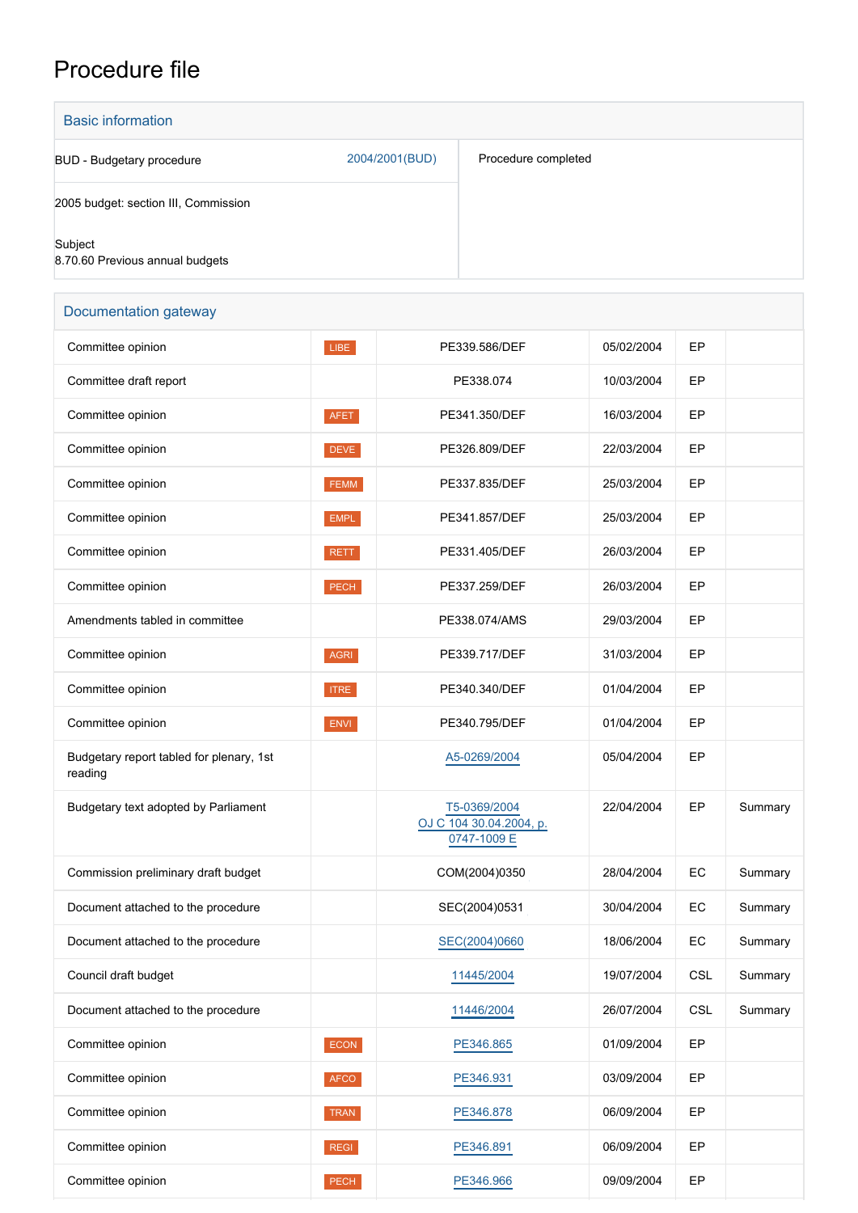# Procedure file

## Basic information

| | | |
|---|---|---|
| BUD - Budgetary procedure | 2004/2001(BUD) | Procedure completed |
| 2005 budget: section III, Commission | | |
| Subject<br>8.70.60 Previous annual budgets | | |

## Documentation gateway

| | | | | | |
|---|---|---|---|---|---|
| Committee opinion | LIBE | PE339.586/DEF | 05/02/2004 | EP | |
| Committee draft report | | PE338.074 | 10/03/2004 | EP | |
| Committee opinion | AFET | PE341.350/DEF | 16/03/2004 | EP | |
| Committee opinion | DEVE | PE326.809/DEF | 22/03/2004 | EP | |
| Committee opinion | FEMM | PE337.835/DEF | 25/03/2004 | EP | |
| Committee opinion | EMPL | PE341.857/DEF | 25/03/2004 | EP | |
| Committee opinion | RETT | PE331.405/DEF | 26/03/2004 | EP | |
| Committee opinion | PECH | PE337.259/DEF | 26/03/2004 | EP | |
| Amendments tabled in committee | | PE338.074/AMS | 29/03/2004 | EP | |
| Committee opinion | AGRI | PE339.717/DEF | 31/03/2004 | EP | |
| Committee opinion | ITRE | PE340.340/DEF | 01/04/2004 | EP | |
| Committee opinion | ENVI | PE340.795/DEF | 01/04/2004 | EP | |
| Budgetary report tabled for plenary, 1st reading | | A5-0269/2004 | 05/04/2004 | EP | |
| Budgetary text adopted by Parliament | | T5-0369/2004<br>OJ C 104 30.04.2004, p. 0747-1009 E | 22/04/2004 | EP | Summary |
| Commission preliminary draft budget | | COM(2004)0350 | 28/04/2004 | EC | Summary |
| Document attached to the procedure | | SEC(2004)0531 | 30/04/2004 | EC | Summary |
| Document attached to the procedure | | SEC(2004)0660 | 18/06/2004 | EC | Summary |
| Council draft budget | | 11445/2004 | 19/07/2004 | CSL | Summary |
| Document attached to the procedure | | 11446/2004 | 26/07/2004 | CSL | Summary |
| Committee opinion | ECON | PE346.865 | 01/09/2004 | EP | |
| Committee opinion | AFCO | PE346.931 | 03/09/2004 | EP | |
| Committee opinion | TRAN | PE346.878 | 06/09/2004 | EP | |
| Committee opinion | REGI | PE346.891 | 06/09/2004 | EP | |
| Committee opinion | PECH | PE346.966 | 09/09/2004 | EP | |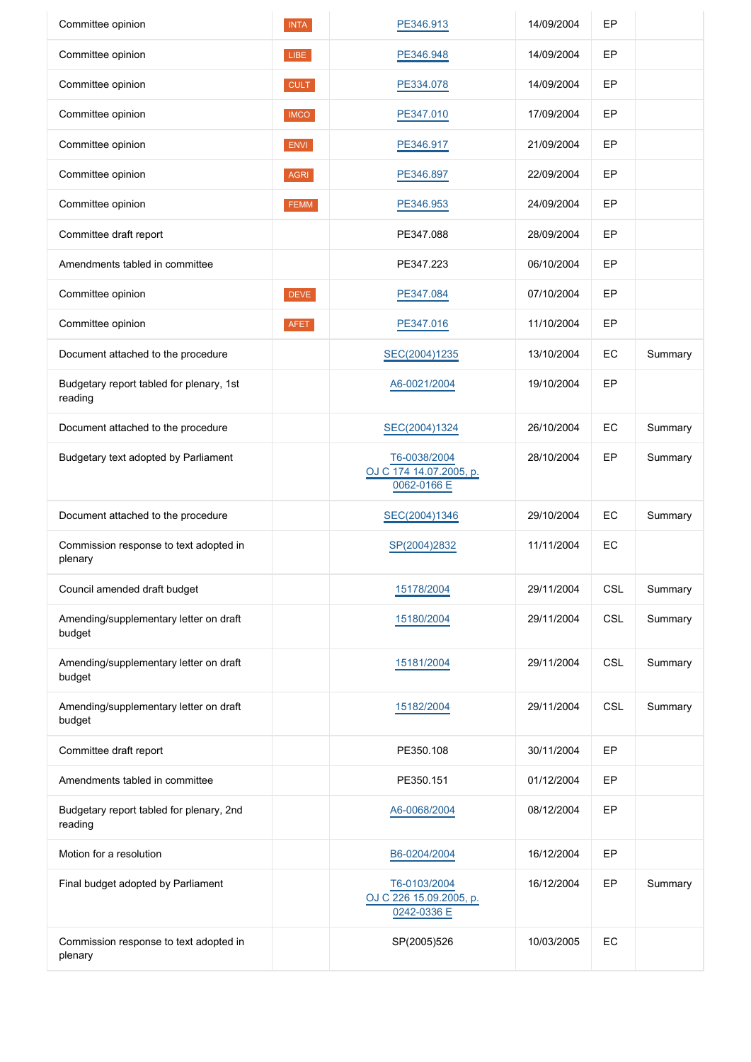| | | | | | |
|---|---|---|---|---|---|
| Committee opinion | INTA | PE346.913 | 14/09/2004 | EP | |
| Committee opinion | LIBE | PE346.948 | 14/09/2004 | EP | |
| Committee opinion | CULT | PE334.078 | 14/09/2004 | EP | |
| Committee opinion | IMCO | PE347.010 | 17/09/2004 | EP | |
| Committee opinion | ENVI | PE346.917 | 21/09/2004 | EP | |
| Committee opinion | AGRI | PE346.897 | 22/09/2004 | EP | |
| Committee opinion | FEMM | PE346.953 | 24/09/2004 | EP | |
| Committee draft report | | PE347.088 | 28/09/2004 | EP | |
| Amendments tabled in committee | | PE347.223 | 06/10/2004 | EP | |
| Committee opinion | DEVE | PE347.084 | 07/10/2004 | EP | |
| Committee opinion | AFET | PE347.016 | 11/10/2004 | EP | |
| Document attached to the procedure | | SEC(2004)1235 | 13/10/2004 | EC | Summary |
| Budgetary report tabled for plenary, 1st reading | | A6-0021/2004 | 19/10/2004 | EP | |
| Document attached to the procedure | | SEC(2004)1324 | 26/10/2004 | EC | Summary |
| Budgetary text adopted by Parliament | | T6-0038/2004 OJ C 174 14.07.2005, p. 0062-0166 E | 28/10/2004 | EP | Summary |
| Document attached to the procedure | | SEC(2004)1346 | 29/10/2004 | EC | Summary |
| Commission response to text adopted in plenary | | SP(2004)2832 | 11/11/2004 | EC | |
| Council amended draft budget | | 15178/2004 | 29/11/2004 | CSL | Summary |
| Amending/supplementary letter on draft budget | | 15180/2004 | 29/11/2004 | CSL | Summary |
| Amending/supplementary letter on draft budget | | 15181/2004 | 29/11/2004 | CSL | Summary |
| Amending/supplementary letter on draft budget | | 15182/2004 | 29/11/2004 | CSL | Summary |
| Committee draft report | | PE350.108 | 30/11/2004 | EP | |
| Amendments tabled in committee | | PE350.151 | 01/12/2004 | EP | |
| Budgetary report tabled for plenary, 2nd reading | | A6-0068/2004 | 08/12/2004 | EP | |
| Motion for a resolution | | B6-0204/2004 | 16/12/2004 | EP | |
| Final budget adopted by Parliament | | T6-0103/2004 OJ C 226 15.09.2005, p. 0242-0336 E | 16/12/2004 | EP | Summary |
| Commission response to text adopted in plenary | | SP(2005)526 | 10/03/2005 | EC | |